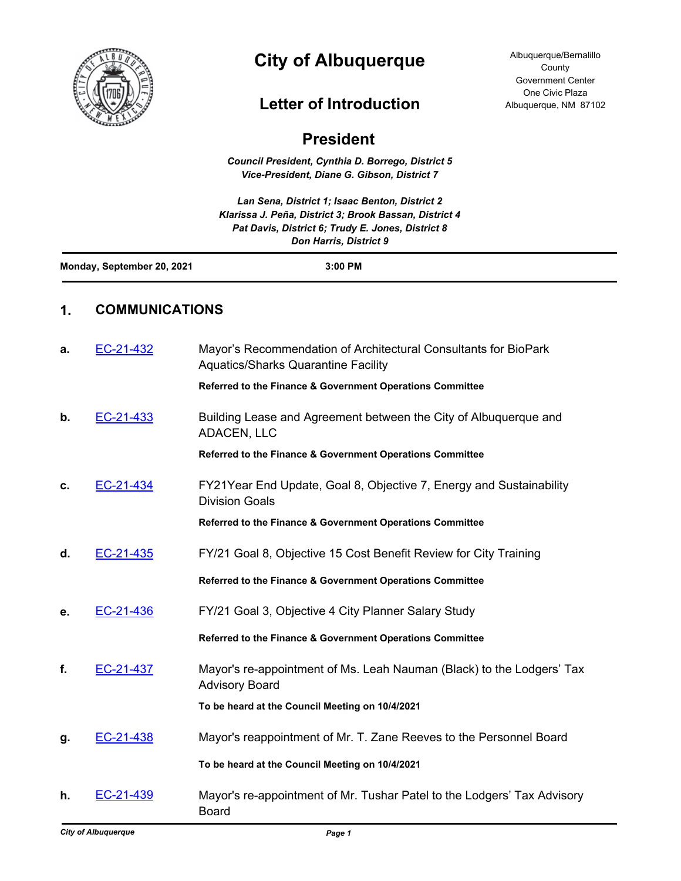# City of Albuquerque

Albuquerque/Bernalillo County
Government Center
One Civic Plaza
Albuquerque, NM 87102

## Letter of Introduction

## President

***Council President, Cynthia D. Borrego, District 5***
***Vice-President, Diane G. Gibson, District 7***

***Lan Sena, District 1; Isaac Benton, District 2***
***Klarissa J. Peña, District 3; Brook Bassan, District 4***
***Pat Davis, District 6; Trudy E. Jones, District 8***
***Don Harris, District 9***

**Monday, September 20, 2021** **3:00 PM**

## 1. COMMUNICATIONS

**a.** EC-21-432 Mayor’s Recommendation of Architectural Consultants for BioPark Aquatics/Sharks Quarantine Facility

**Referred to the Finance & Government Operations Committee**

**b.** EC-21-433 Building Lease and Agreement between the City of Albuquerque and ADACEN, LLC

**Referred to the Finance & Government Operations Committee**

**c.** EC-21-434 FY21Year End Update, Goal 8, Objective 7, Energy and Sustainability Division Goals

**Referred to the Finance & Government Operations Committee**

**d.** EC-21-435 FY/21 Goal 8, Objective 15 Cost Benefit Review for City Training

**Referred to the Finance & Government Operations Committee**

**e.** EC-21-436 FY/21 Goal 3, Objective 4 City Planner Salary Study

**Referred to the Finance & Government Operations Committee**

**f.** EC-21-437 Mayor's re-appointment of Ms. Leah Nauman (Black) to the Lodgers’ Tax Advisory Board

**To be heard at the Council Meeting on 10/4/2021**

**g.** EC-21-438 Mayor's reappointment of Mr. T. Zane Reeves to the Personnel Board

**To be heard at the Council Meeting on 10/4/2021**

**h.** EC-21-439 Mayor's re-appointment of Mr. Tushar Patel to the Lodgers’ Tax Advisory Board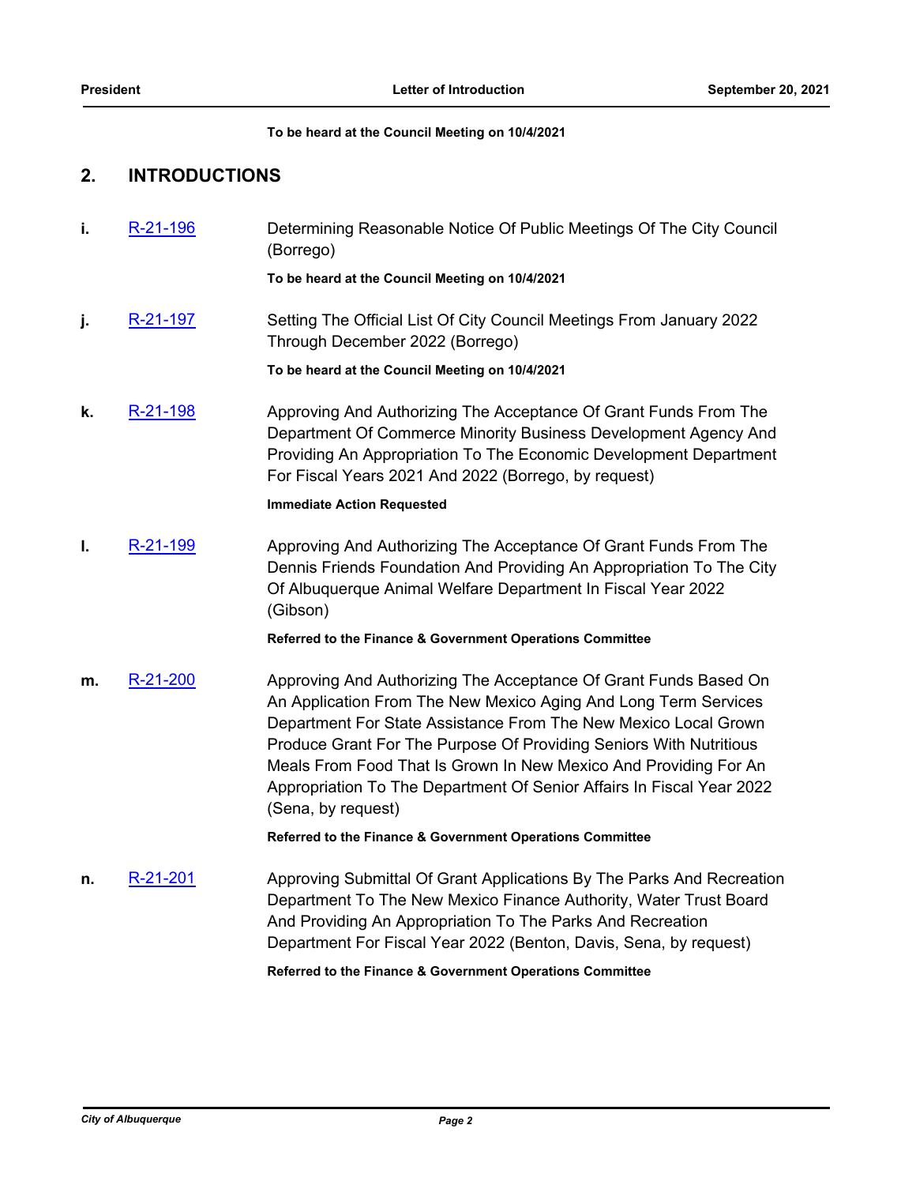To be heard at the Council Meeting on 10/4/2021

## 2. INTRODUCTIONS

i. [R-21-196] Determining Reasonable Notice Of Public Meetings Of The City Council (Borrego)

**To be heard at the Council Meeting on 10/4/2021**

j. [R-21-197] Setting The Official List Of City Council Meetings From January 2022 Through December 2022 (Borrego)

**To be heard at the Council Meeting on 10/4/2021**

k. [R-21-198] Approving And Authorizing The Acceptance Of Grant Funds From The Department Of Commerce Minority Business Development Agency And Providing An Appropriation To The Economic Development Department For Fiscal Years 2021 And 2022 (Borrego, by request)

**Immediate Action Requested**

l. [R-21-199] Approving And Authorizing The Acceptance Of Grant Funds From The Dennis Friends Foundation And Providing An Appropriation To The City Of Albuquerque Animal Welfare Department In Fiscal Year 2022 (Gibson)

**Referred to the Finance & Government Operations Committee**

m. [R-21-200] Approving And Authorizing The Acceptance Of Grant Funds Based On An Application From The New Mexico Aging And Long Term Services Department For State Assistance From The New Mexico Local Grown Produce Grant For The Purpose Of Providing Seniors With Nutritious Meals From Food That Is Grown In New Mexico And Providing For An Appropriation To The Department Of Senior Affairs In Fiscal Year 2022 (Sena, by request)

**Referred to the Finance & Government Operations Committee**

n. [R-21-201] Approving Submittal Of Grant Applications By The Parks And Recreation Department To The New Mexico Finance Authority, Water Trust Board And Providing An Appropriation To The Parks And Recreation Department For Fiscal Year 2022 (Benton, Davis, Sena, by request)

**Referred to the Finance & Government Operations Committee**